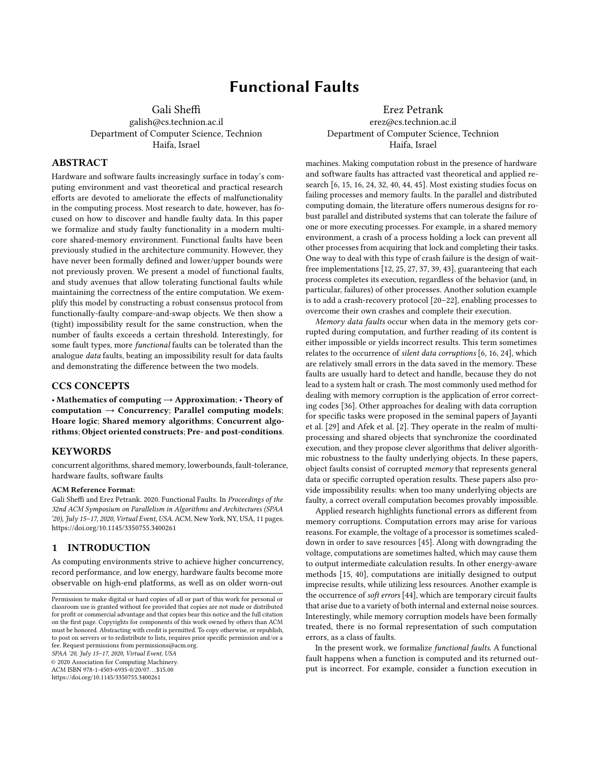# Functional Faults

Gali Sheffi
galish@cs.technion.ac.il
Department of Computer Science, Technion
Haifa, Israel

Erez Petrank
erez@cs.technion.ac.il
Department of Computer Science, Technion
Haifa, Israel

## ABSTRACT

Hardware and software faults increasingly surface in today's computing environment and vast theoretical and practical research efforts are devoted to ameliorate the effects of malfunctionality in the computing process. Most research to date, however, has focused on how to discover and handle faulty data. In this paper we formalize and study faulty functionality in a modern multi-core shared-memory environment. Functional faults have been previously studied in the architecture community. However, they have never been formally defined and lower/upper bounds were not previously proven. We present a model of functional faults, and study avenues that allow tolerating functional faults while maintaining the correctness of the entire computation. We exemplify this model by constructing a robust consensus protocol from functionally-faulty compare-and-swap objects. We then show a (tight) impossibility result for the same construction, when the number of faults exceeds a certain threshold. Interestingly, for some fault types, more *functional* faults can be tolerated than the analogue *data* faults, beating an impossibility result for data faults and demonstrating the difference between the two models.

## CCS CONCEPTS

• **Mathematics of computing** → **Approximation**; • **Theory of computation** → **Concurrency**; **Parallel computing models**; **Hoare logic**; **Shared memory algorithms**; **Concurrent algorithms**; **Object oriented constructs**; **Pre- and post-conditions**.

## KEYWORDS

concurrent algorithms, shared memory, lowerbounds, fault-tolerance, hardware faults, software faults

**ACM Reference Format:**
Gali Sheffi and Erez Petrank. 2020. Functional Faults. In *Proceedings of the 32nd ACM Symposium on Parallelism in Algorithms and Architectures (SPAA '20), July 15–17, 2020, Virtual Event, USA.* ACM, New York, NY, USA, 11 pages. https://doi.org/10.1145/3350755.3400261

## 1 INTRODUCTION

As computing environments strive to achieve higher concurrency, record performance, and low energy, hardware faults become more observable on high-end platforms, as well as on older worn-out machines. Making computation robust in the presence of hardware and software faults has attracted vast theoretical and applied research [6, 15, 16, 24, 32, 40, 44, 45]. Most existing studies focus on failing processes and memory faults. In the parallel and distributed computing domain, the literature offers numerous designs for robust parallel and distributed systems that can tolerate the failure of one or more executing processes. For example, in a shared memory environment, a crash of a process holding a lock can prevent all other processes from acquiring that lock and completing their tasks. One way to deal with this type of crash failure is the design of wait-free implementations [12, 25, 27, 37, 39, 43], guaranteeing that each process completes its execution, regardless of the behavior (and, in particular, failures) of other processes. Another solution example is to add a crash-recovery protocol [20–22], enabling processes to overcome their own crashes and complete their execution.

*Memory data faults* occur when data in the memory gets corrupted during computation, and further reading of its content is either impossible or yields incorrect results. This term sometimes relates to the occurrence of *silent data corruptions* [6, 16, 24], which are relatively small errors in the data saved in the memory. These faults are usually hard to detect and handle, because they do not lead to a system halt or crash. The most commonly used method for dealing with memory corruption is the application of error correcting codes [36]. Other approaches for dealing with data corruption for specific tasks were proposed in the seminal papers of Jayanti et al. [29] and Afek et al. [2]. They operate in the realm of multi-processing and shared objects that synchronize the coordinated execution, and they propose clever algorithms that deliver algorithmic robustness to the faulty underlying objects. In these papers, object faults consist of corrupted *memory* that represents general data or specific corrupted operation results. These papers also provide impossibility results: when too many underlying objects are faulty, a correct overall computation becomes provably impossible.

Applied research highlights functional errors as different from memory corruptions. Computation errors may arise for various reasons. For example, the voltage of a processor is sometimes scaled-down in order to save resources [45]. Along with downgrading the voltage, computations are sometimes halted, which may cause them to output intermediate calculation results. In other energy-aware methods [15, 40], computations are initially designed to output imprecise results, while utilizing less resources. Another example is the occurrence of *soft errors* [44], which are temporary circuit faults that arise due to a variety of both internal and external noise sources. Interestingly, while memory corruption models have been formally treated, there is no formal representation of such computation errors, as a class of faults.

In the present work, we formalize *functional faults*. A functional fault happens when a function is computed and its returned output is incorrect. For example, consider a function execution in

Permission to make digital or hard copies of all or part of this work for personal or classroom use is granted without fee provided that copies are not made or distributed for profit or commercial advantage and that copies bear this notice and the full citation on the first page. Copyrights for components of this work owned by others than ACM must be honored. Abstracting with credit is permitted. To copy otherwise, or republish, to post on servers or to redistribute to lists, requires prior specific permission and/or a fee. Request permissions from permissions@acm.org.
*SPAA '20, July 15–17, 2020, Virtual Event, USA*
© 2020 Association for Computing Machinery.
ACM ISBN 978-1-4503-6935-0/20/07…$15.00
https://doi.org/10.1145/3350755.3400261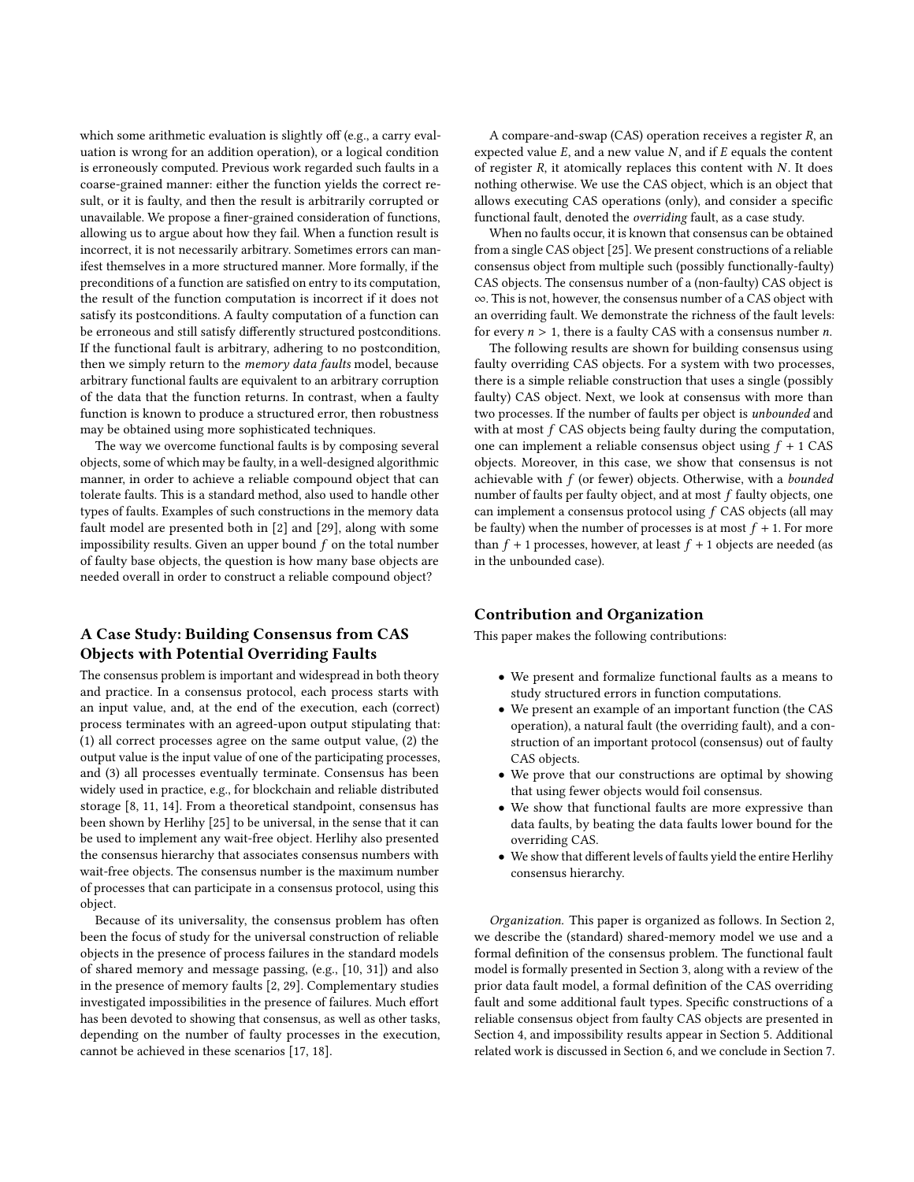which some arithmetic evaluation is slightly off (e.g., a carry evaluation is wrong for an addition operation), or a logical condition is erroneously computed. Previous work regarded such faults in a coarse-grained manner: either the function yields the correct result, or it is faulty, and then the result is arbitrarily corrupted or unavailable. We propose a finer-grained consideration of functions, allowing us to argue about how they fail. When a function result is incorrect, it is not necessarily arbitrary. Sometimes errors can manifest themselves in a more structured manner. More formally, if the preconditions of a function are satisfied on entry to its computation, the result of the function computation is incorrect if it does not satisfy its postconditions. A faulty computation of a function can be erroneous and still satisfy differently structured postconditions. If the functional fault is arbitrary, adhering to no postcondition, then we simply return to the *memory data faults* model, because arbitrary functional faults are equivalent to an arbitrary corruption of the data that the function returns. In contrast, when a faulty function is known to produce a structured error, then robustness may be obtained using more sophisticated techniques.

The way we overcome functional faults is by composing several objects, some of which may be faulty, in a well-designed algorithmic manner, in order to achieve a reliable compound object that can tolerate faults. This is a standard method, also used to handle other types of faults. Examples of such constructions in the memory data fault model are presented both in [2] and [29], along with some impossibility results. Given an upper bound $f$ on the total number of faulty base objects, the question is how many base objects are needed overall in order to construct a reliable compound object?

## A Case Study: Building Consensus from CAS Objects with Potential Overriding Faults

The consensus problem is important and widespread in both theory and practice. In a consensus protocol, each process starts with an input value, and, at the end of the execution, each (correct) process terminates with an agreed-upon output stipulating that: (1) all correct processes agree on the same output value, (2) the output value is the input value of one of the participating processes, and (3) all processes eventually terminate. Consensus has been widely used in practice, e.g., for blockchain and reliable distributed storage [8, 11, 14]. From a theoretical standpoint, consensus has been shown by Herlihy [25] to be universal, in the sense that it can be used to implement any wait-free object. Herlihy also presented the consensus hierarchy that associates consensus numbers with wait-free objects. The consensus number is the maximum number of processes that can participate in a consensus protocol, using this object.

Because of its universality, the consensus problem has often been the focus of study for the universal construction of reliable objects in the presence of process failures in the standard models of shared memory and message passing, (e.g., [10, 31]) and also in the presence of memory faults [2, 29]. Complementary studies investigated impossibilities in the presence of failures. Much effort has been devoted to showing that consensus, as well as other tasks, depending on the number of faulty processes in the execution, cannot be achieved in these scenarios [17, 18].

A compare-and-swap (CAS) operation receives a register $R$, an expected value $E$, and a new value $N$, and if $E$ equals the content of register $R$, it atomically replaces this content with $N$. It does nothing otherwise. We use the CAS object, which is an object that allows executing CAS operations (only), and consider a specific functional fault, denoted the *overriding* fault, as a case study.

When no faults occur, it is known that consensus can be obtained from a single CAS object [25]. We present constructions of a reliable consensus object from multiple such (possibly functionally-faulty) CAS objects. The consensus number of a (non-faulty) CAS object is $\infty$. This is not, however, the consensus number of a CAS object with an overriding fault. We demonstrate the richness of the fault levels: for every $n > 1$, there is a faulty CAS with a consensus number $n$.

The following results are shown for building consensus using faulty overriding CAS objects. For a system with two processes, there is a simple reliable construction that uses a single (possibly faulty) CAS object. Next, we look at consensus with more than two processes. If the number of faults per object is *unbounded* and with at most $f$ CAS objects being faulty during the computation, one can implement a reliable consensus object using $f + 1$ CAS objects. Moreover, in this case, we show that consensus is not achievable with $f$ (or fewer) objects. Otherwise, with a *bounded* number of faults per faulty object, and at most $f$ faulty objects, one can implement a consensus protocol using $f$ CAS objects (all may be faulty) when the number of processes is at most $f + 1$. For more than $f + 1$ processes, however, at least $f + 1$ objects are needed (as in the unbounded case).

## Contribution and Organization

This paper makes the following contributions:

- We present and formalize functional faults as a means to study structured errors in function computations.
- We present an example of an important function (the CAS operation), a natural fault (the overriding fault), and a construction of an important protocol (consensus) out of faulty CAS objects.
- We prove that our constructions are optimal by showing that using fewer objects would foil consensus.
- We show that functional faults are more expressive than data faults, by beating the data faults lower bound for the overriding CAS.
- We show that different levels of faults yield the entire Herlihy consensus hierarchy.

*Organization.* This paper is organized as follows. In Section 2, we describe the (standard) shared-memory model we use and a formal definition of the consensus problem. The functional fault model is formally presented in Section 3, along with a review of the prior data fault model, a formal definition of the CAS overriding fault and some additional fault types. Specific constructions of a reliable consensus object from faulty CAS objects are presented in Section 4, and impossibility results appear in Section 5. Additional related work is discussed in Section 6, and we conclude in Section 7.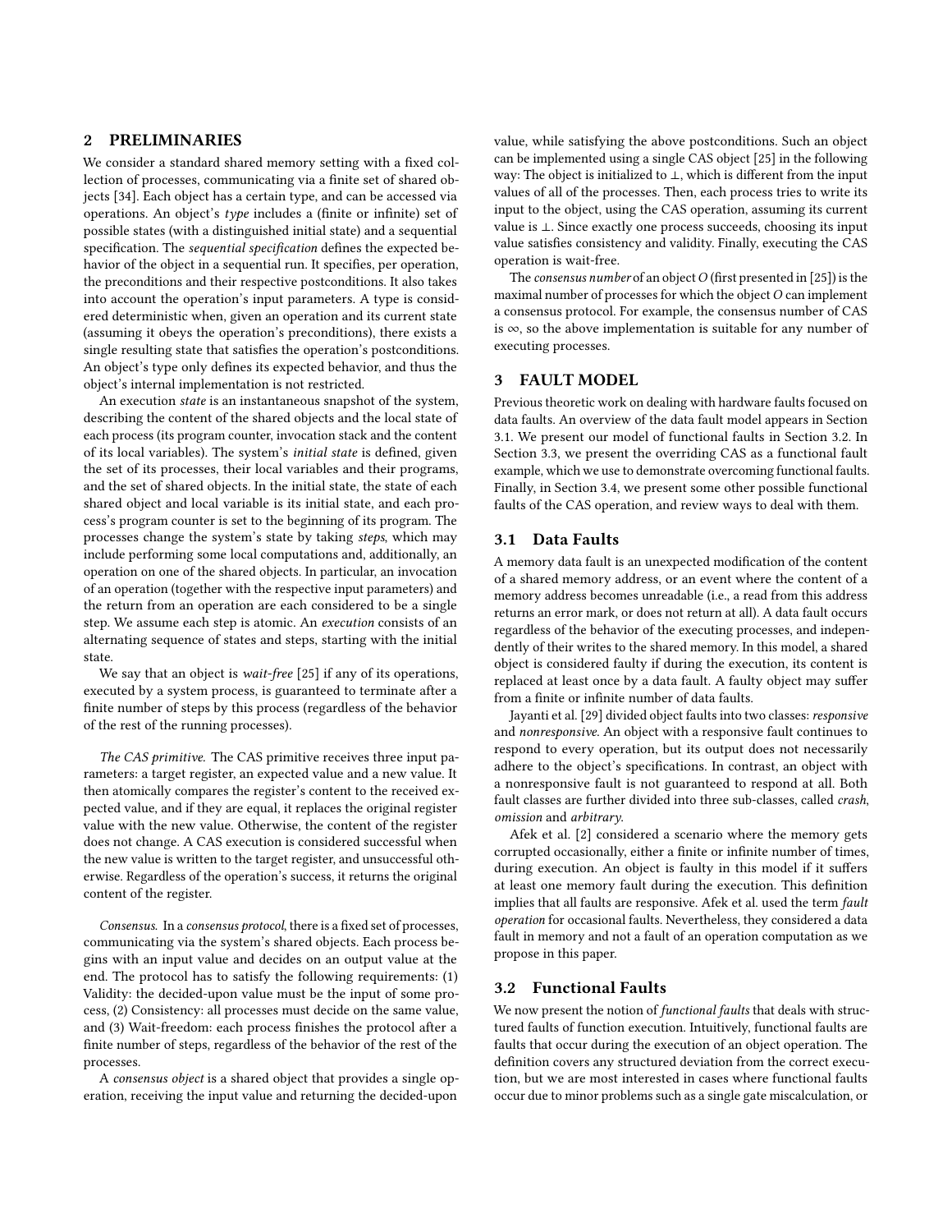## 2 PRELIMINARIES

We consider a standard shared memory setting with a fixed collection of processes, communicating via a finite set of shared objects [34]. Each object has a certain type, and can be accessed via operations. An object's *type* includes a (finite or infinite) set of possible states (with a distinguished initial state) and a sequential specification. The *sequential specification* defines the expected behavior of the object in a sequential run. It specifies, per operation, the preconditions and their respective postconditions. It also takes into account the operation's input parameters. A type is considered deterministic when, given an operation and its current state (assuming it obeys the operation's preconditions), there exists a single resulting state that satisfies the operation's postconditions. An object's type only defines its expected behavior, and thus the object's internal implementation is not restricted.

An execution *state* is an instantaneous snapshot of the system, describing the content of the shared objects and the local state of each process (its program counter, invocation stack and the content of its local variables). The system's *initial state* is defined, given the set of its processes, their local variables and their programs, and the set of shared objects. In the initial state, the state of each shared object and local variable is its initial state, and each process's program counter is set to the beginning of its program. The processes change the system's state by taking *steps*, which may include performing some local computations and, additionally, an operation on one of the shared objects. In particular, an invocation of an operation (together with the respective input parameters) and the return from an operation are each considered to be a single step. We assume each step is atomic. An *execution* consists of an alternating sequence of states and steps, starting with the initial state.

We say that an object is *wait-free* [25] if any of its operations, executed by a system process, is guaranteed to terminate after a finite number of steps by this process (regardless of the behavior of the rest of the running processes).

*The CAS primitive.* The CAS primitive receives three input parameters: a target register, an expected value and a new value. It then atomically compares the register's content to the received expected value, and if they are equal, it replaces the original register value with the new value. Otherwise, the content of the register does not change. A CAS execution is considered successful when the new value is written to the target register, and unsuccessful otherwise. Regardless of the operation's success, it returns the original content of the register.

*Consensus.* In a *consensus protocol*, there is a fixed set of processes, communicating via the system's shared objects. Each process begins with an input value and decides on an output value at the end. The protocol has to satisfy the following requirements: (1) Validity: the decided-upon value must be the input of some process, (2) Consistency: all processes must decide on the same value, and (3) Wait-freedom: each process finishes the protocol after a finite number of steps, regardless of the behavior of the rest of the processes.

A *consensus object* is a shared object that provides a single operation, receiving the input value and returning the decided-upon value, while satisfying the above postconditions. Such an object can be implemented using a single CAS object [25] in the following way: The object is initialized to $\perp$, which is different from the input values of all of the processes. Then, each process tries to write its input to the object, using the CAS operation, assuming its current value is $\perp$. Since exactly one process succeeds, choosing its input value satisfies consistency and validity. Finally, executing the CAS operation is wait-free.

The *consensus number* of an object $O$ (first presented in [25]) is the maximal number of processes for which the object $O$ can implement a consensus protocol. For example, the consensus number of CAS is $\infty$, so the above implementation is suitable for any number of executing processes.

## 3 FAULT MODEL

Previous theoretic work on dealing with hardware faults focused on data faults. An overview of the data fault model appears in Section 3.1. We present our model of functional faults in Section 3.2. In Section 3.3, we present the overriding CAS as a functional fault example, which we use to demonstrate overcoming functional faults. Finally, in Section 3.4, we present some other possible functional faults of the CAS operation, and review ways to deal with them.

### 3.1 Data Faults

A memory data fault is an unexpected modification of the content of a shared memory address, or an event where the content of a memory address becomes unreadable (i.e., a read from this address returns an error mark, or does not return at all). A data fault occurs regardless of the behavior of the executing processes, and independently of their writes to the shared memory. In this model, a shared object is considered faulty if during the execution, its content is replaced at least once by a data fault. A faulty object may suffer from a finite or infinite number of data faults.

Jayanti et al. [29] divided object faults into two classes: *responsive* and *nonresponsive*. An object with a responsive fault continues to respond to every operation, but its output does not necessarily adhere to the object's specifications. In contrast, an object with a nonresponsive fault is not guaranteed to respond at all. Both fault classes are further divided into three sub-classes, called *crash*, *omission* and *arbitrary*.

Afek et al. [2] considered a scenario where the memory gets corrupted occasionally, either a finite or infinite number of times, during execution. An object is faulty in this model if it suffers at least one memory fault during the execution. This definition implies that all faults are responsive. Afek et al. used the term *fault operation* for occasional faults. Nevertheless, they considered a data fault in memory and not a fault of an operation computation as we propose in this paper.

### 3.2 Functional Faults

We now present the notion of *functional faults* that deals with structured faults of function execution. Intuitively, functional faults are faults that occur during the execution of an object operation. The definition covers any structured deviation from the correct execution, but we are most interested in cases where functional faults occur due to minor problems such as a single gate miscalculation, or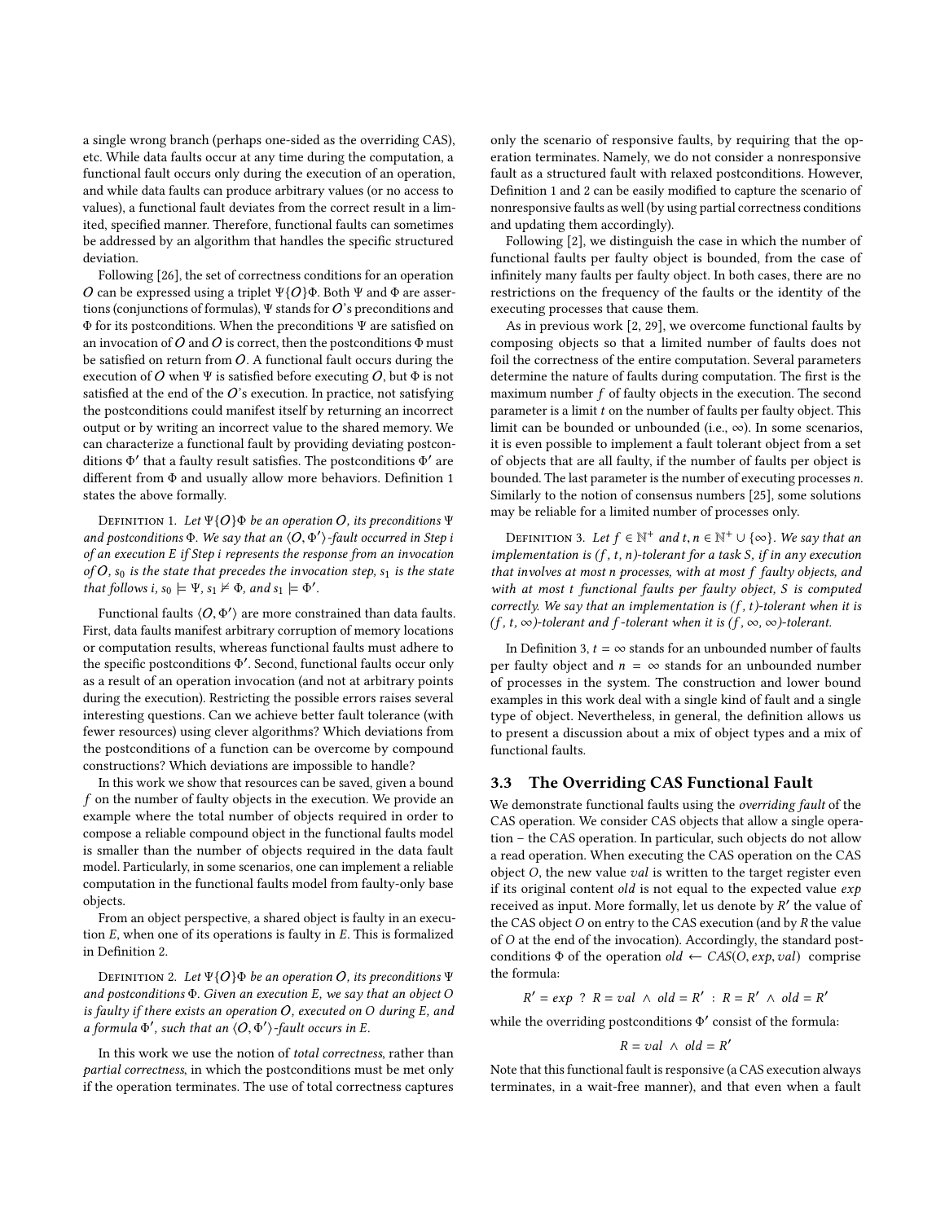a single wrong branch (perhaps one-sided as the overriding CAS), etc. While data faults occur at any time during the computation, a functional fault occurs only during the execution of an operation, and while data faults can produce arbitrary values (or no access to values), a functional fault deviates from the correct result in a limited, specified manner. Therefore, functional faults can sometimes be addressed by an algorithm that handles the specific structured deviation.

Following [26], the set of correctness conditions for an operation $O$ can be expressed using a triplet $\Psi\{O\}\Phi$. Both $\Psi$ and $\Phi$ are assertions (conjunctions of formulas), $\Psi$ stands for $O$'s preconditions and $\Phi$ for its postconditions. When the preconditions $\Psi$ are satisfied on an invocation of $O$ and $O$ is correct, then the postconditions $\Phi$ must be satisfied on return from $O$. A functional fault occurs during the execution of $O$ when $\Psi$ is satisfied before executing $O$, but $\Phi$ is not satisfied at the end of the $O$'s execution. In practice, not satisfying the postconditions could manifest itself by returning an incorrect output or by writing an incorrect value to the shared memory. We can characterize a functional fault by providing deviating postconditions $\Phi'$ that a faulty result satisfies. The postconditions $\Phi'$ are different from $\Phi$ and usually allow more behaviors. Definition 1 states the above formally.

Definition 1. *Let $\Psi\{O\}\Phi$ be an operation $O$, its preconditions $\Psi$ and postconditions $\Phi$. We say that an $\langle O, \Phi' \rangle$-fault occurred in Step $i$ of an execution $E$ if Step $i$ represents the response from an invocation of $O$, $s_0$ is the state that precedes the invocation step, $s_1$ is the state that follows $i$, $s_0 \models \Psi$, $s_1 \not\models \Phi$, and $s_1 \models \Phi'$.*

Functional faults $\langle O, \Phi' \rangle$ are more constrained than data faults. First, data faults manifest arbitrary corruption of memory locations or computation results, whereas functional faults must adhere to the specific postconditions $\Phi'$. Second, functional faults occur only as a result of an operation invocation (and not at arbitrary points during the execution). Restricting the possible errors raises several interesting questions. Can we achieve better fault tolerance (with fewer resources) using clever algorithms? Which deviations from the postconditions of a function can be overcome by compound constructions? Which deviations are impossible to handle?

In this work we show that resources can be saved, given a bound $f$ on the number of faulty objects in the execution. We provide an example where the total number of objects required in order to compose a reliable compound object in the functional faults model is smaller than the number of objects required in the data fault model. Particularly, in some scenarios, one can implement a reliable computation in the functional faults model from faulty-only base objects.

From an object perspective, a shared object is faulty in an execution $E$, when one of its operations is faulty in $E$. This is formalized in Definition 2.

Definition 2. *Let $\Psi\{O\}\Phi$ be an operation $O$, its preconditions $\Psi$ and postconditions $\Phi$. Given an execution $E$, we say that an object $O$ is faulty if there exists an operation $O$, executed on $O$ during $E$, and a formula $\Phi'$, such that an $\langle O, \Phi' \rangle$-fault occurs in $E$.*

In this work we use the notion of *total correctness*, rather than *partial correctness*, in which the postconditions must be met only if the operation terminates. The use of total correctness captures only the scenario of responsive faults, by requiring that the operation terminates. Namely, we do not consider a nonresponsive fault as a structured fault with relaxed postconditions. However, Definition 1 and 2 can be easily modified to capture the scenario of nonresponsive faults as well (by using partial correctness conditions and updating them accordingly).

Following [2], we distinguish the case in which the number of functional faults per faulty object is bounded, from the case of infinitely many faults per faulty object. In both cases, there are no restrictions on the frequency of the faults or the identity of the executing processes that cause them.

As in previous work [2, 29], we overcome functional faults by composing objects so that a limited number of faults does not foil the correctness of the entire computation. Several parameters determine the nature of faults during computation. The first is the maximum number $f$ of faulty objects in the execution. The second parameter is a limit $t$ on the number of faults per faulty object. This limit can be bounded or unbounded (i.e., $\infty$). In some scenarios, it is even possible to implement a fault tolerant object from a set of objects that are all faulty, if the number of faults per object is bounded. The last parameter is the number of executing processes $n$. Similarly to the notion of consensus numbers [25], some solutions may be reliable for a limited number of processes only.

Definition 3. *Let $f \in \mathbb{N}^+$ and $t, n \in \mathbb{N}^+ \cup \{\infty\}$. We say that an implementation is $(f, t, n)$-tolerant for a task $S$, if in any execution that involves at most $n$ processes, with at most $f$ faulty objects, and with at most $t$ functional faults per faulty object, $S$ is computed correctly. We say that an implementation is $(f, t)$-tolerant when it is $(f, t, \infty)$-tolerant and $f$-tolerant when it is $(f, \infty, \infty)$-tolerant.*

In Definition 3, $t = \infty$ stands for an unbounded number of faults per faulty object and $n = \infty$ stands for an unbounded number of processes in the system. The construction and lower bound examples in this work deal with a single kind of fault and a single type of object. Nevertheless, in general, the definition allows us to present a discussion about a mix of object types and a mix of functional faults.

### 3.3 The Overriding CAS Functional Fault

We demonstrate functional faults using the *overriding fault* of the CAS operation. We consider CAS objects that allow a single operation – the CAS operation. In particular, such objects do not allow a read operation. When executing the CAS operation on the CAS object $O$, the new value $val$ is written to the target register even if its original content $old$ is not equal to the expected value $exp$ received as input. More formally, let us denote by $R'$ the value of the CAS object $O$ on entry to the CAS execution (and by $R$ the value of $O$ at the end of the invocation). Accordingly, the standard postconditions $\Phi$ of the operation $old \leftarrow CAS(O, exp, val)$ comprise the formula:

$$R' = exp \ ? \ R = val \ \wedge \ old = R' \ : \ R = R' \ \wedge \ old = R'$$

while the overriding postconditions $\Phi'$ consist of the formula:

$$R = val \ \wedge \ old = R'$$

Note that this functional fault is responsive (a CAS execution always terminates, in a wait-free manner), and that even when a fault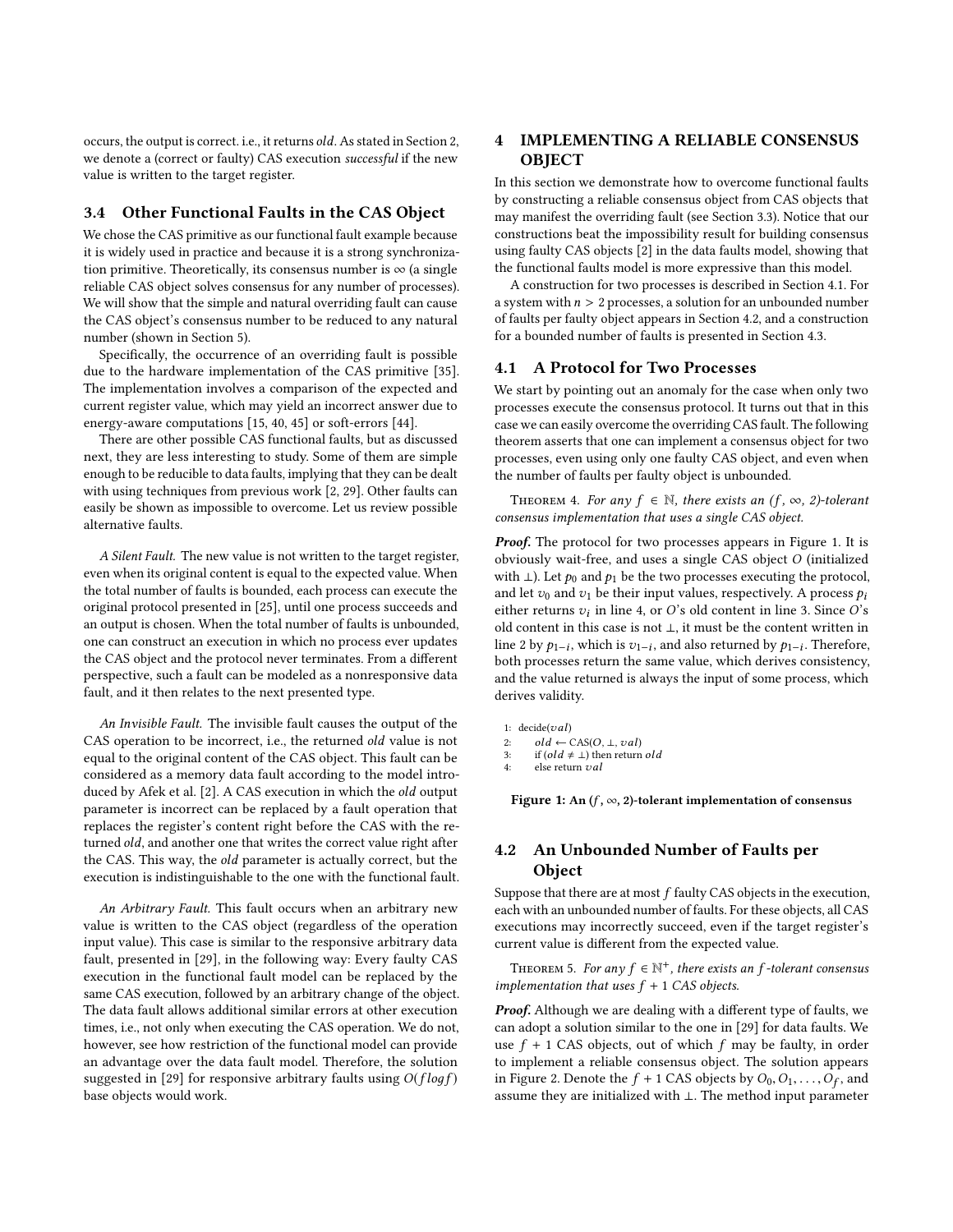occurs, the output is correct. i.e., it returns *old*. As stated in Section 2, we denote a (correct or faulty) CAS execution *successful* if the new value is written to the target register.

### 3.4 Other Functional Faults in the CAS Object

We chose the CAS primitive as our functional fault example because it is widely used in practice and because it is a strong synchronization primitive. Theoretically, its consensus number is $\infty$ (a single reliable CAS object solves consensus for any number of processes). We will show that the simple and natural overriding fault can cause the CAS object's consensus number to be reduced to any natural number (shown in Section 5).

Specifically, the occurrence of an overriding fault is possible due to the hardware implementation of the CAS primitive [35]. The implementation involves a comparison of the expected and current register value, which may yield an incorrect answer due to energy-aware computations [15, 40, 45] or soft-errors [44].

There are other possible CAS functional faults, but as discussed next, they are less interesting to study. Some of them are simple enough to be reducible to data faults, implying that they can be dealt with using techniques from previous work [2, 29]. Other faults can easily be shown as impossible to overcome. Let us review possible alternative faults.

*A Silent Fault.* The new value is not written to the target register, even when its original content is equal to the expected value. When the total number of faults is bounded, each process can execute the original protocol presented in [25], until one process succeeds and an output is chosen. When the total number of faults is unbounded, one can construct an execution in which no process ever updates the CAS object and the protocol never terminates. From a different perspective, such a fault can be modeled as a nonresponsive data fault, and it then relates to the next presented type.

*An Invisible Fault.* The invisible fault causes the output of the CAS operation to be incorrect, i.e., the returned *old* value is not equal to the original content of the CAS object. This fault can be considered as a memory data fault according to the model introduced by Afek et al. [2]. A CAS execution in which the *old* output parameter is incorrect can be replaced by a fault operation that replaces the register's content right before the CAS with the returned *old*, and another one that writes the correct value right after the CAS. This way, the *old* parameter is actually correct, but the execution is indistinguishable to the one with the functional fault.

*An Arbitrary Fault.* This fault occurs when an arbitrary new value is written to the CAS object (regardless of the operation input value). This case is similar to the responsive arbitrary data fault, presented in [29], in the following way: Every faulty CAS execution in the functional fault model can be replaced by the same CAS execution, followed by an arbitrary change of the object. The data fault allows additional similar errors at other execution times, i.e., not only when executing the CAS operation. We do not, however, see how restriction of the functional model can provide an advantage over the data fault model. Therefore, the solution suggested in [29] for responsive arbitrary faults using $O(f \log f)$ base objects would work.

## 4 IMPLEMENTING A RELIABLE CONSENSUS OBJECT

In this section we demonstrate how to overcome functional faults by constructing a reliable consensus object from CAS objects that may manifest the overriding fault (see Section 3.3). Notice that our constructions beat the impossibility result for building consensus using faulty CAS objects [2] in the data faults model, showing that the functional faults model is more expressive than this model.

A construction for two processes is described in Section 4.1. For a system with $n > 2$ processes, a solution for an unbounded number of faults per faulty object appears in Section 4.2, and a construction for a bounded number of faults is presented in Section 4.3.

### 4.1 A Protocol for Two Processes

We start by pointing out an anomaly for the case when only two processes execute the consensus protocol. It turns out that in this case we can easily overcome the overriding CAS fault. The following theorem asserts that one can implement a consensus object for two processes, even using only one faulty CAS object, and even when the number of faults per faulty object is unbounded.

Theorem 4. *For any $f \in \mathbb{N}$, there exists an $(f, \infty, 2)$-tolerant consensus implementation that uses a single CAS object.*

***Proof.*** The protocol for two processes appears in Figure 1. It is obviously wait-free, and uses a single CAS object $O$ (initialized with $\perp$). Let $p_0$ and $p_1$ be the two processes executing the protocol, and let $v_0$ and $v_1$ be their input values, respectively. A process $p_i$ either returns $v_i$ in line 4, or $O$'s old content in line 3. Since $O$'s old content in this case is not $\perp$, it must be the content written in line 2 by $p_{1-i}$, which is $v_{1-i}$, and also returned by $p_{1-i}$. Therefore, both processes return the same value, which derives consistency, and the value returned is always the input of some process, which derives validity.

```
1: decide(val)
2:     old ← CAS(O, ⊥, val)
3:     if (old ≠ ⊥) then return old
4:     else return val
```

**Figure 1: An $(f, \infty, 2)$-tolerant implementation of consensus**

### 4.2 An Unbounded Number of Faults per Object

Suppose that there are at most $f$ faulty CAS objects in the execution, each with an unbounded number of faults. For these objects, all CAS executions may incorrectly succeed, even if the target register's current value is different from the expected value.

Theorem 5. *For any $f \in \mathbb{N}^+$, there exists an $f$-tolerant consensus implementation that uses $f + 1$ CAS objects.*

***Proof.*** Although we are dealing with a different type of faults, we can adopt a solution similar to the one in [29] for data faults. We use $f + 1$ CAS objects, out of which $f$ may be faulty, in order to implement a reliable consensus object. The solution appears in Figure 2. Denote the $f + 1$ CAS objects by $O_0, O_1, \ldots, O_f$, and assume they are initialized with $\perp$. The method input parameter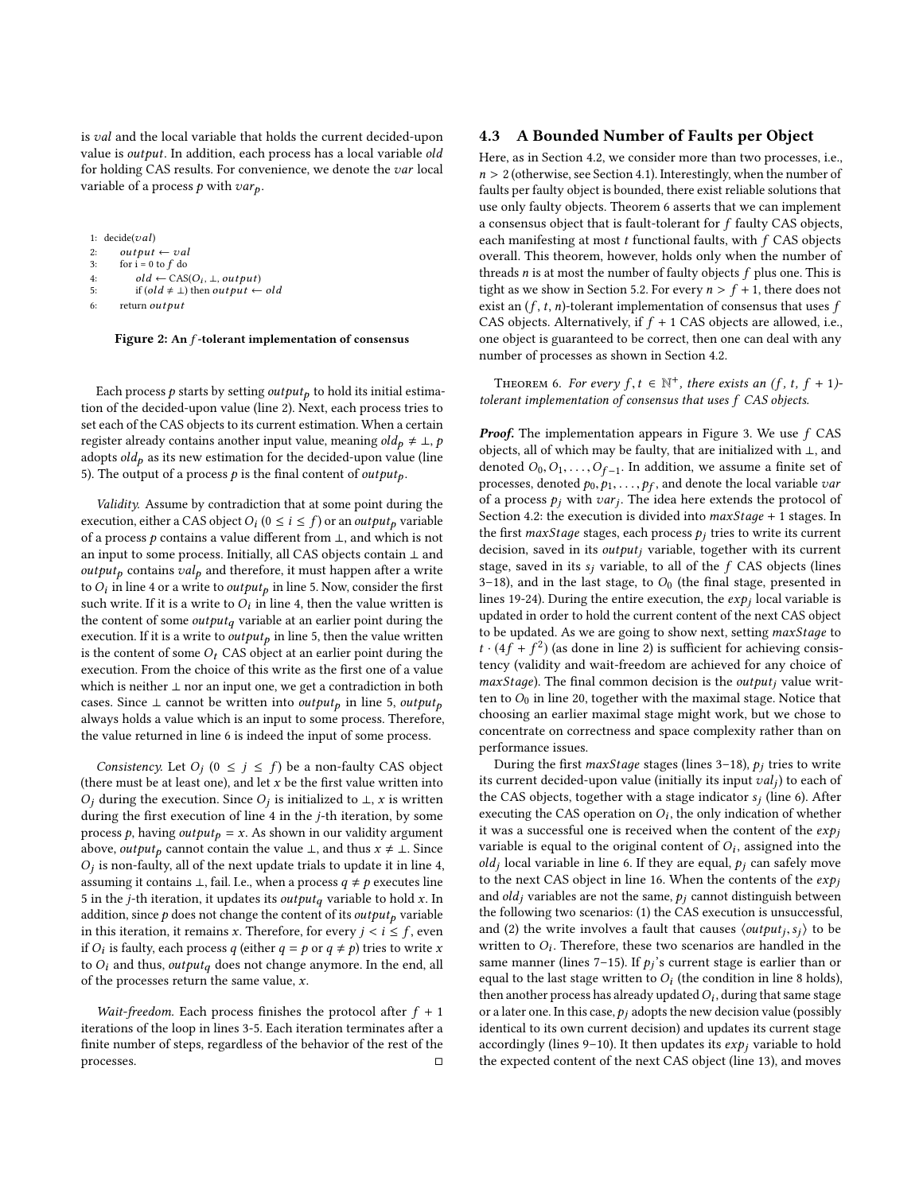is *val* and the local variable that holds the current decided-upon value is *output*. In addition, each process has a local variable *old* for holding CAS results. For convenience, we denote the *var* local variable of a process $p$ with $var_p$.

```
1: decide(val)
2:     output ← val
3:     for i = 0 to f do
4:         old ← CAS(O_i, ⊥, output)
5:         if (old ≠ ⊥) then output ← old
6:     return output
```

**Figure 2: An $f$-tolerant implementation of consensus**

Each process $p$ starts by setting $output_p$ to hold its initial estimation of the decided-upon value (line 2). Next, each process tries to set each of the CAS objects to its current estimation. When a certain register already contains another input value, meaning $old_p \neq \perp$, $p$ adopts $old_p$ as its new estimation for the decided-upon value (line 5). The output of a process $p$ is the final content of $output_p$.

*Validity.* Assume by contradiction that at some point during the execution, either a CAS object $O_i$ ($0 \leq i \leq f$) or an $output_p$ variable of a process $p$ contains a value different from $\perp$, and which is not an input to some process. Initially, all CAS objects contain $\perp$ and $output_p$ contains $val_p$ and therefore, it must happen after a write to $O_i$ in line 4 or a write to $output_p$ in line 5. Now, consider the first such write. If it is a write to $O_i$ in line 4, then the value written is the content of some $output_q$ variable at an earlier point during the execution. If it is a write to $output_p$ in line 5, then the value written is the content of some $O_t$ CAS object at an earlier point during the execution. From the choice of this write as the first one of a value which is neither $\perp$ nor an input one, we get a contradiction in both cases. Since $\perp$ cannot be written into $output_p$ in line 5, $output_p$ always holds a value which is an input to some process. Therefore, the value returned in line 6 is indeed the input of some process.

*Consistency.* Let $O_j$ ($0 \leq j \leq f$) be a non-faulty CAS object (there must be at least one), and let $x$ be the first value written into $O_j$ during the execution. Since $O_j$ is initialized to $\perp$, $x$ is written during the first execution of line 4 in the $j$-th iteration, by some process $p$, having $output_p = x$. As shown in our validity argument above, $output_p$ cannot contain the value $\perp$, and thus $x \neq \perp$. Since $O_j$ is non-faulty, all of the next update trials to update it in line 4, assuming it contains $\perp$, fail. I.e., when a process $q \neq p$ executes line 5 in the $j$-th iteration, it updates its $output_q$ variable to hold $x$. In addition, since $p$ does not change the content of its $output_p$ variable in this iteration, it remains $x$. Therefore, for every $j < i \leq f$, even if $O_i$ is faulty, each process $q$ (either $q = p$ or $q \neq p$) tries to write $x$ to $O_i$ and thus, $output_q$ does not change anymore. In the end, all of the processes return the same value, $x$.

*Wait-freedom.* Each process finishes the protocol after $f + 1$ iterations of the loop in lines 3-5. Each iteration terminates after a finite number of steps, regardless of the behavior of the rest of the processes. $\square$

### 4.3 A Bounded Number of Faults per Object

Here, as in Section 4.2, we consider more than two processes, i.e., $n > 2$ (otherwise, see Section 4.1). Interestingly, when the number of faults per faulty object is bounded, there exist reliable solutions that use only faulty objects. Theorem 6 asserts that we can implement a consensus object that is fault-tolerant for $f$ faulty CAS objects, each manifesting at most $t$ functional faults, with $f$ CAS objects overall. This theorem, however, holds only when the number of threads $n$ is at most the number of faulty objects $f$ plus one. This is tight as we show in Section 5.2. For every $n > f + 1$, there does not exist an $(f, t, n)$-tolerant implementation of consensus that uses $f$ CAS objects. Alternatively, if $f + 1$ CAS objects are allowed, i.e., one object is guaranteed to be correct, then one can deal with any number of processes as shown in Section 4.2.

Theorem 6. *For every $f, t \in \mathbb{N}^+$, there exists an $(f, t, f + 1)$-tolerant implementation of consensus that uses $f$ CAS objects.*

***Proof.*** The implementation appears in Figure 3. We use $f$ CAS objects, all of which may be faulty, that are initialized with $\perp$, and denoted $O_0, O_1, \ldots, O_{f-1}$. In addition, we assume a finite set of processes, denoted $p_0, p_1, \ldots, p_f$, and denote the local variable *var* of a process $p_j$ with $var_j$. The idea here extends the protocol of Section 4.2: the execution is divided into $maxStage + 1$ stages. In the first $maxStage$ stages, each process $p_j$ tries to write its current decision, saved in its $output_j$ variable, together with its current stage, saved in its $s_j$ variable, to all of the $f$ CAS objects (lines 3–18), and in the last stage, to $O_0$ (the final stage, presented in lines 19-24). During the entire execution, the $exp_j$ local variable is updated in order to hold the current content of the next CAS object to be updated. As we are going to show next, setting $maxStage$ to $t \cdot (4f + f^2)$ (as done in line 2) is sufficient for achieving consistency (validity and wait-freedom are achieved for any choice of $maxStage$). The final common decision is the $output_j$ value written to $O_0$ in line 20, together with the maximal stage. Notice that choosing an earlier maximal stage might work, but we chose to concentrate on correctness and space complexity rather than on performance issues.

During the first $maxStage$ stages (lines 3–18), $p_j$ tries to write its current decided-upon value (initially its input $val_j$) to each of the CAS objects, together with a stage indicator $s_j$ (line 6). After executing the CAS operation on $O_i$, the only indication of whether it was a successful one is received when the content of the $exp_j$ variable is equal to the original content of $O_i$, assigned into the $old_j$ local variable in line 6. If they are equal, $p_j$ can safely move to the next CAS object in line 16. When the contents of the $exp_j$ and $old_j$ variables are not the same, $p_j$ cannot distinguish between the following two scenarios: (1) the CAS execution is unsuccessful, and (2) the write involves a fault that causes $\langle output_j, s_j \rangle$ to be written to $O_i$. Therefore, these two scenarios are handled in the same manner (lines 7–15). If $p_j$'s current stage is earlier than or equal to the last stage written to $O_i$ (the condition in line 8 holds), then another process has already updated $O_i$, during that same stage or a later one. In this case, $p_j$ adopts the new decision value (possibly identical to its own current decision) and updates its current stage accordingly (lines 9–10). It then updates its $exp_j$ variable to hold the expected content of the next CAS object (line 13), and moves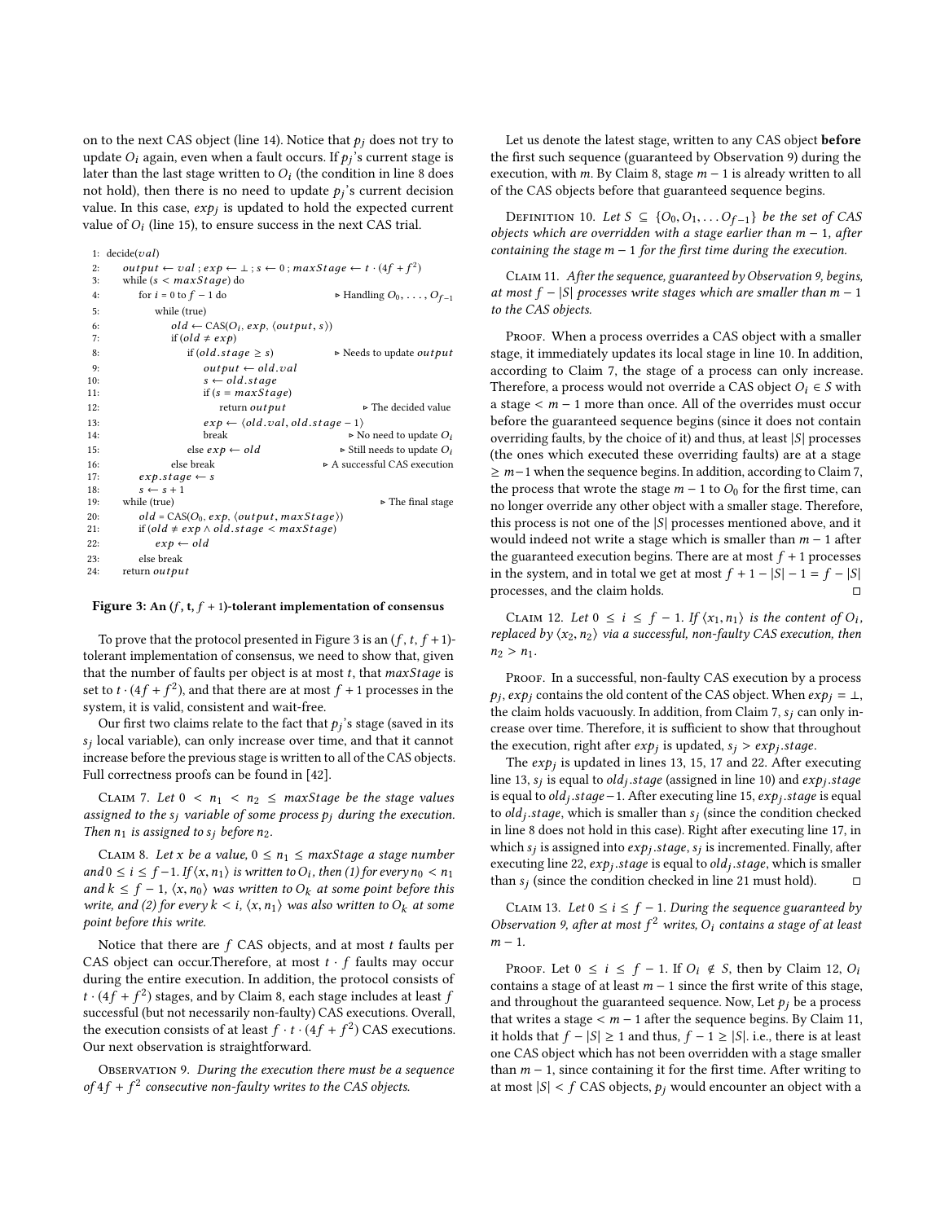on to the next CAS object (line 14). Notice that $p_j$ does not try to update $O_i$ again, even when a fault occurs. If $p_j$'s current stage is later than the last stage written to $O_i$ (the condition in line 8 does not hold), then there is no need to update $p_j$'s current decision value. In this case, $exp_j$ is updated to hold the expected current value of $O_i$ (line 15), to ensure success in the next CAS trial.

```
1:  decide(val)
2:      output ← val ; exp ← ⊥ ; s ← 0 ; maxStage ← t · (4f + f²)
3:      while (s < maxStage) do
4:          for i = 0 to f − 1 do                          ▷ Handling O_0, ..., O_{f−1}
5:              while (true)
6:                  old ← CAS(O_i, exp, ⟨output, s⟩)
7:                  if (old ≠ exp)
8:                      if (old.stage ≥ s)                  ▷ Needs to update output
9:                          output ← old.val
10:                         s ← old.stage
11:                         if (s = maxStage)
12:                             return output               ▷ The decided value
13:                         exp ← ⟨old.val, old.stage − 1⟩
14:                         break                           ▷ No need to update O_i
15:                     else exp ← old                      ▷ Still needs to update O_i
16:                 else break                              ▷ A successful CAS execution
17:         exp.stage ← s
18:         s ← s + 1
19:     while (true)                                        ▷ The final stage
20:         old = CAS(O_0, exp, ⟨output, maxStage⟩)
21:         if (old ≠ exp ∧ old.stage < maxStage)
22:             exp ← old
23:         else break
24:     return output
```

**Figure 3: An $(f, t, f + 1)$-tolerant implementation of consensus**

To prove that the protocol presented in Figure 3 is an $(f, t, f+1)$-tolerant implementation of consensus, we need to show that, given that the number of faults per object is at most $t$, that $maxStage$ is set to $t \cdot (4f + f^2)$, and that there are at most $f + 1$ processes in the system, it is valid, consistent and wait-free.

Our first two claims relate to the fact that $p_j$'s stage (saved in its $s_j$ local variable), can only increase over time, and that it cannot increase before the previous stage is written to all of the CAS objects. Full correctness proofs can be found in [42].

Claim 7. *Let $0 < n_1 < n_2 \leq maxStage$ be the stage values assigned to the $s_j$ variable of some process $p_j$ during the execution. Then $n_1$ is assigned to $s_j$ before $n_2$.*

Claim 8. *Let $x$ be a value, $0 \leq n_1 \leq maxStage$ a stage number and $0 \leq i \leq f-1$. If $\langle x, n_1 \rangle$ is written to $O_i$, then (1) for every $n_0 < n_1$ and $k \leq f-1$, $\langle x, n_0 \rangle$ was written to $O_k$ at some point before this write, and (2) for every $k < i$, $\langle x, n_1 \rangle$ was also written to $O_k$ at some point before this write.*

Notice that there are $f$ CAS objects, and at most $t$ faults per CAS object can occur.Therefore, at most $t \cdot f$ faults may occur during the entire execution. In addition, the protocol consists of $t \cdot (4f + f^2)$ stages, and by Claim 8, each stage includes at least $f$ successful (but not necessarily non-faulty) CAS executions. Overall, the execution consists of at least $f \cdot t \cdot (4f + f^2)$ CAS executions. Our next observation is straightforward.

Observation 9. *During the execution there must be a sequence of $4f + f^2$ consecutive non-faulty writes to the CAS objects.*

Let us denote the latest stage, written to any CAS object **before** the first such sequence (guaranteed by Observation 9) during the execution, with $m$. By Claim 8, stage $m - 1$ is already written to all of the CAS objects before that guaranteed sequence begins.

Definition 10. *Let $S \subseteq \{O_0, O_1, \ldots O_{f-1}\}$ be the set of CAS objects which are overridden with a stage earlier than $m-1$, after containing the stage $m-1$ for the first time during the execution.*

Claim 11. *After the sequence, guaranteed by Observation 9, begins, at most $f - |S|$ processes write stages which are smaller than $m - 1$ to the CAS objects.*

Proof. When a process overrides a CAS object with a smaller stage, it immediately updates its local stage in line 10. In addition, according to Claim 7, the stage of a process can only increase. Therefore, a process would not override a CAS object $O_i \in S$ with a stage $< m - 1$ more than once. All of the overrides must occur before the guaranteed sequence begins (since it does not contain overriding faults, by the choice of it) and thus, at least $|S|$ processes (the ones which executed these overriding faults) are at a stage $\geq m-1$ when the sequence begins. In addition, according to Claim 7, the process that wrote the stage $m - 1$ to $O_0$ for the first time, can no longer override any other object with a smaller stage. Therefore, this process is not one of the $|S|$ processes mentioned above, and it would indeed not write a stage which is smaller than $m - 1$ after the guaranteed execution begins. There are at most $f + 1$ processes in the system, and in total we get at most $f + 1 - |S| - 1 = f - |S|$ processes, and the claim holds. □

Claim 12. *Let $0 \leq i \leq f - 1$. If $\langle x_1, n_1 \rangle$ is the content of $O_i$, replaced by $\langle x_2, n_2 \rangle$ via a successful, non-faulty CAS execution, then $n_2 > n_1$.*

Proof. In a successful, non-faulty CAS execution by a process $p_j$, $exp_j$ contains the old content of the CAS object. When $exp_j = \perp$, the claim holds vacuously. In addition, from Claim 7, $s_j$ can only increase over time. Therefore, it is sufficient to show that throughout the execution, right after $exp_j$ is updated, $s_j > exp_j.stage$.

The $exp_j$ is updated in lines 13, 15, 17 and 22. After executing line 13, $s_j$ is equal to $old_j.stage$ (assigned in line 10) and $exp_j.stage$ is equal to $old_j.stage - 1$. After executing line 15, $exp_j.stage$ is equal to $old_j.stage$, which is smaller than $s_j$ (since the condition checked in line 8 does not hold in this case). Right after executing line 17, in which $s_j$ is assigned into $exp_j.stage$, $s_j$ is incremented. Finally, after executing line 22, $exp_j.stage$ is equal to $old_j.stage$, which is smaller than $s_j$ (since the condition checked in line 21 must hold). □

Claim 13. *Let $0 \leq i \leq f - 1$. During the sequence guaranteed by Observation 9, after at most $f^2$ writes, $O_i$ contains a stage of at least $m - 1$.*

Proof. Let $0 \leq i \leq f - 1$. If $O_i \notin S$, then by Claim 12, $O_i$ contains a stage of at least $m - 1$ since the first write of this stage, and throughout the guaranteed sequence. Now, Let $p_j$ be a process that writes a stage $< m - 1$ after the sequence begins. By Claim 11, it holds that $f - |S| \geq 1$ and thus, $f - 1 \geq |S|$. i.e., there is at least one CAS object which has not been overridden with a stage smaller than $m - 1$, since containing it for the first time. After writing to at most $|S| < f$ CAS objects, $p_j$ would encounter an object with a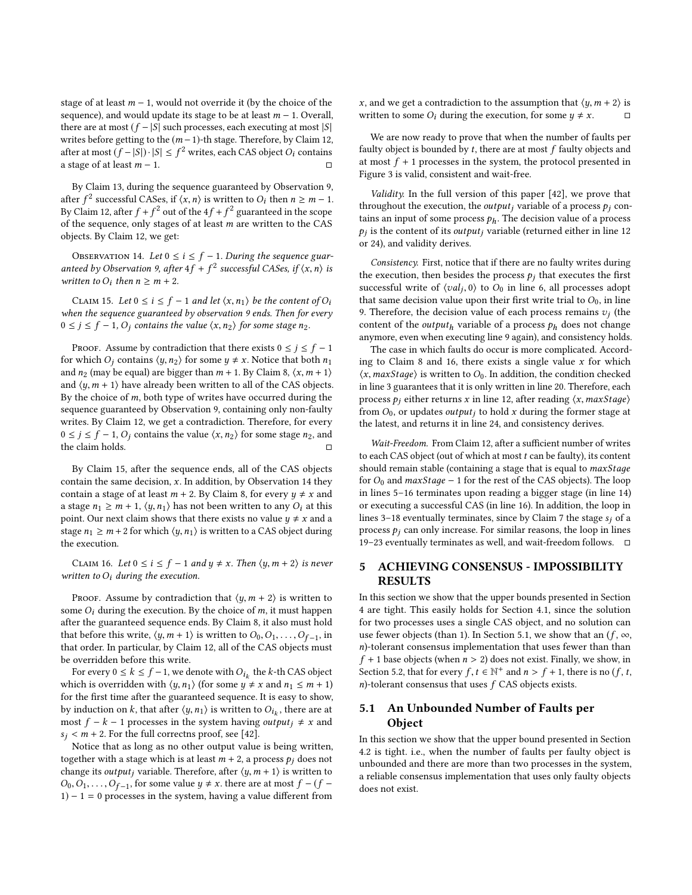stage of at least $m-1$, would not override it (by the choice of the sequence), and would update its stage to be at least $m-1$. Overall, there are at most $(f-|S|$ such processes, each executing at most $|S|$ writes before getting to the $(m-1)$-th stage. Therefore, by Claim 12, after at most $(f-|S|)\cdot|S| \le f^2$ writes, each CAS object $O_i$ contains a stage of at least $m-1$. □

By Claim 13, during the sequence guaranteed by Observation 9, after $f^2$ successful CASes, if $\langle x, n\rangle$ is written to $O_i$ then $n \ge m-1$. By Claim 12, after $f+f^2$ out of the $4f+f^2$ guaranteed in the scope of the sequence, only stages of at least $m$ are written to the CAS objects. By Claim 12, we get:

Observation 14. *Let $0 \le i \le f-1$. During the sequence guaranteed by Observation 9, after $4f+f^2$ successful CASes, if $\langle x, n\rangle$ is written to $O_i$ then $n \ge m+2$.*

Claim 15. *Let $0 \le i \le f-1$ and let $\langle x, n_1\rangle$ be the content of $O_i$ when the sequence guaranteed by observation 9 ends. Then for every $0 \le j \le f-1$, $O_j$ contains the value $\langle x, n_2\rangle$ for some stage $n_2$.*

Proof. Assume by contradiction that there exists $0 \le j \le f-1$ for which $O_j$ contains $\langle y, n_2\rangle$ for some $y \ne x$. Notice that both $n_1$ and $n_2$ (may be equal) are bigger than $m+1$. By Claim 8, $\langle x, m+1\rangle$ and $\langle y, m+1\rangle$ have already been written to all of the CAS objects. By the choice of $m$, both type of writes have occurred during the sequence guaranteed by Observation 9, containing only non-faulty writes. By Claim 12, we get a contradiction. Therefore, for every $0 \le j \le f-1$, $O_j$ contains the value $\langle x, n_2\rangle$ for some stage $n_2$, and the claim holds. □

By Claim 15, after the sequence ends, all of the CAS objects contain the same decision, $x$. In addition, by Observation 14 they contain a stage of at least $m+2$. By Claim 8, for every $y \ne x$ and a stage $n_1 \ge m+1$, $\langle y, n_1\rangle$ has not been written to any $O_i$ at this point. Our next claim shows that there exists no value $y \ne x$ and a stage $n_1 \ge m+2$ for which $\langle y, n_1\rangle$ is written to a CAS object during the execution.

Claim 16. *Let $0 \le i \le f-1$ and $y \ne x$. Then $\langle y, m+2\rangle$ is never written to $O_i$ during the execution.*

Proof. Assume by contradiction that $\langle y, m+2\rangle$ is written to some $O_i$ during the execution. By the choice of $m$, it must happen after the guaranteed sequence ends. By Claim 8, it also must hold that before this write, $\langle y, m+1\rangle$ is written to $O_0, O_1, \ldots, O_{f-1}$, in that order. In particular, by Claim 12, all of the CAS objects must be overridden before this write.

For every $0 \le k \le f-1$, we denote with $O_{i_k}$ the $k$-th CAS object which is overridden with $\langle y, n_1\rangle$ (for some $y \ne x$ and $n_1 \le m+1$) for the first time after the guaranteed sequence. It is easy to show, by induction on $k$, that after $\langle y, n_1\rangle$ is written to $O_{i_k}$, there are at most $f-k-1$ processes in the system having $output_j \ne x$ and $s_j < m+2$. For the full correctns proof, see [42].

Notice that as long as no other output value is being written, together with a stage which is at least $m+2$, a process $p_j$ does not change its $output_j$ variable. Therefore, after $\langle y, m+1\rangle$ is written to $O_0, O_1, \ldots, O_{f-1}$, for some value $y \ne x$. there are at most $f-(f-1)-1=0$ processes in the system, having a value different from $x$, and we get a contradiction to the assumption that $\langle y, m+2\rangle$ is written to some $O_i$ during the execution, for some $y \ne x$. □

We are now ready to prove that when the number of faults per faulty object is bounded by $t$, there are at most $f$ faulty objects and at most $f+1$ processes in the system, the protocol presented in Figure 3 is valid, consistent and wait-free.

*Validity.* In the full version of this paper [42], we prove that throughout the execution, the $output_j$ variable of a process $p_j$ contains an input of some process $p_h$. The decision value of a process $p_j$ is the content of its $output_j$ variable (returned either in line 12 or 24), and validity derives.

*Consistency.* First, notice that if there are no faulty writes during the execution, then besides the process $p_j$ that executes the first successful write of $\langle val_j, 0\rangle$ to $O_0$ in line 6, all processes adopt that same decision value upon their first write trial to $O_0$, in line 9. Therefore, the decision value of each process remains $v_j$ (the content of the $output_h$ variable of a process $p_h$ does not change anymore, even when executing line 9 again), and consistency holds.

The case in which faults do occur is more complicated. According to Claim 8 and 16, there exists a single value $x$ for which $\langle x, maxStage\rangle$ is written to $O_0$. In addition, the condition checked in line 3 guarantees that it is only written in line 20. Therefore, each process $p_j$ either returns $x$ in line 12, after reading $\langle x, maxStage\rangle$ from $O_0$, or updates $output_j$ to hold $x$ during the former stage at the latest, and returns it in line 24, and consistency derives.

*Wait-Freedom.* From Claim 12, after a sufficient number of writes to each CAS object (out of which at most $t$ can be faulty), its content should remain stable (containing a stage that is equal to $maxStage$ for $O_0$ and $maxStage-1$ for the rest of the CAS objects). The loop in lines 5–16 terminates upon reading a bigger stage (in line 14) or executing a successful CAS (in line 16). In addition, the loop in lines 3–18 eventually terminates, since by Claim 7 the stage $s_j$ of a process $p_j$ can only increase. For similar reasons, the loop in lines 19–23 eventually terminates as well, and wait-freedom follows. □

## 5 ACHIEVING CONSENSUS - IMPOSSIBILITY RESULTS

In this section we show that the upper bounds presented in Section 4 are tight. This easily holds for Section 4.1, since the solution for two processes uses a single CAS object, and no solution can use fewer objects (than 1). In Section 5.1, we show that an $(f, \infty, n)$-tolerant consensus implementation that uses fewer than than $f+1$ base objects (when $n > 2$) does not exist. Finally, we show, in Section 5.2, that for every $f, t \in \mathbb{N}^+$ and $n > f+1$, there is no $(f, t, n)$-tolerant consensus that uses $f$ CAS objects exists.

### 5.1 An Unbounded Number of Faults per Object

In this section we show that the upper bound presented in Section 4.2 is tight. i.e., when the number of faults per faulty object is unbounded and there are more than two processes in the system, a reliable consensus implementation that uses only faulty objects does not exist.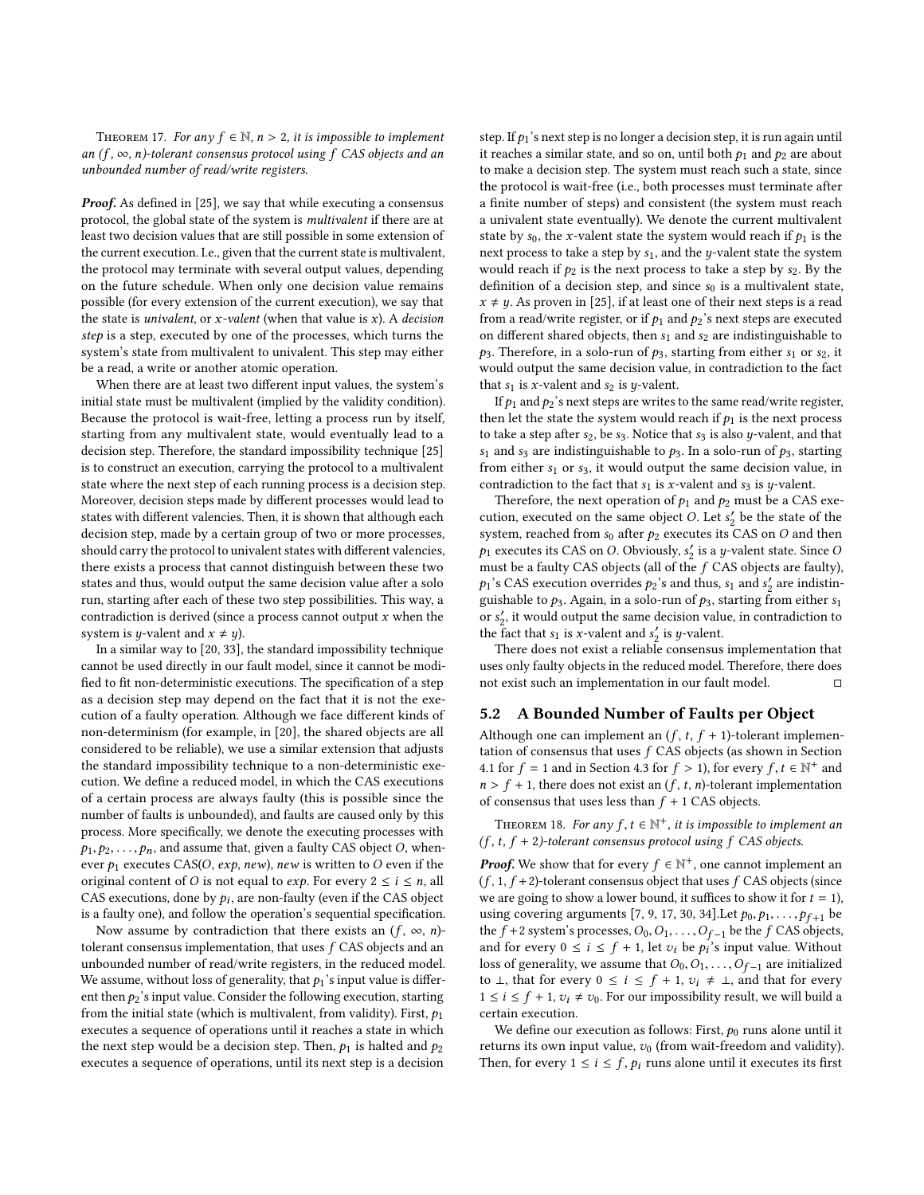Theorem 17. *For any $f \in \mathbb{N}$, $n > 2$, it is impossible to implement an $(f, \infty, n)$-tolerant consensus protocol using $f$ CAS objects and an unbounded number of read/write registers.*

***Proof.*** As defined in [25], we say that while executing a consensus protocol, the global state of the system is *multivalent* if there are at least two decision values that are still possible in some extension of the current execution. I.e., given that the current state is multivalent, the protocol may terminate with several output values, depending on the future schedule. When only one decision value remains possible (for every extension of the current execution), we say that the state is *univalent*, or *x-valent* (when that value is $x$). A *decision step* is a step, executed by one of the processes, which turns the system's state from multivalent to univalent. This step may either be a read, a write or another atomic operation.

When there are at least two different input values, the system's initial state must be multivalent (implied by the validity condition). Because the protocol is wait-free, letting a process run by itself, starting from any multivalent state, would eventually lead to a decision step. Therefore, the standard impossibility technique [25] is to construct an execution, carrying the protocol to a multivalent state where the next step of each running process is a decision step. Moreover, decision steps made by different processes would lead to states with different valencies. Then, it is shown that although each decision step, made by a certain group of two or more processes, should carry the protocol to univalent states with different valencies, there exists a process that cannot distinguish between these two states and thus, would output the same decision value after a solo run, starting after each of these two step possibilities. This way, a contradiction is derived (since a process cannot output $x$ when the system is $y$-valent and $x \neq y$).

In a similar way to [20, 33], the standard impossibility technique cannot be used directly in our fault model, since it cannot be modified to fit non-deterministic executions. The specification of a step as a decision step may depend on the fact that it is not the execution of a faulty operation. Although we face different kinds of non-determinism (for example, in [20], the shared objects are all considered to be reliable), we use a similar extension that adjusts the standard impossibility technique to a non-deterministic execution. We define a reduced model, in which the CAS executions of a certain process are always faulty (this is possible since the number of faults is unbounded), and faults are caused only by this process. More specifically, we denote the executing processes with $p_1, p_2, \ldots, p_n$, and assume that, given a faulty CAS object $O$, whenever $p_1$ executes CAS($O$, *exp*, *new*), *new* is written to $O$ even if the original content of $O$ is not equal to *exp*. For every $2 \leq i \leq n$, all CAS executions, done by $p_i$, are non-faulty (even if the CAS object is a faulty one), and follow the operation's sequential specification.

Now assume by contradiction that there exists an $(f, \infty, n)$-tolerant consensus implementation, that uses $f$ CAS objects and an unbounded number of read/write registers, in the reduced model. We assume, without loss of generality, that $p_1$'s input value is different then $p_2$'s input value. Consider the following execution, starting from the initial state (which is multivalent, from validity). First, $p_1$ executes a sequence of operations until it reaches a state in which the next step would be a decision step. Then, $p_1$ is halted and $p_2$ executes a sequence of operations, until its next step is a decision step. If $p_1$'s next step is no longer a decision step, it is run again until it reaches a similar state, and so on, until both $p_1$ and $p_2$ are about to make a decision step. The system must reach such a state, since the protocol is wait-free (i.e., both processes must terminate after a finite number of steps) and consistent (the system must reach a univalent state eventually). We denote the current multivalent state by $s_0$, the $x$-valent state the system would reach if $p_1$ is the next process to take a step by $s_1$, and the $y$-valent state the system would reach if $p_2$ is the next process to take a step by $s_2$. By the definition of a decision step, and since $s_0$ is a multivalent state, $x \neq y$. As proven in [25], if at least one of their next steps is a read from a read/write register, or if $p_1$ and $p_2$'s next steps are executed on different shared objects, then $s_1$ and $s_2$ are indistinguishable to $p_3$. Therefore, in a solo-run of $p_3$, starting from either $s_1$ or $s_2$, it would output the same decision value, in contradiction to the fact that $s_1$ is $x$-valent and $s_2$ is $y$-valent.

If $p_1$ and $p_2$'s next steps are writes to the same read/write register, then let the state the system would reach if $p_1$ is the next process to take a step after $s_2$, be $s_3$. Notice that $s_3$ is also $y$-valent, and that $s_1$ and $s_3$ are indistinguishable to $p_3$. In a solo-run of $p_3$, starting from either $s_1$ or $s_3$, it would output the same decision value, in contradiction to the fact that $s_1$ is $x$-valent and $s_3$ is $y$-valent.

Therefore, the next operation of $p_1$ and $p_2$ must be a CAS execution, executed on the same object $O$. Let $s_2'$ be the state of the system, reached from $s_0$ after $p_2$ executes its CAS on $O$ and then $p_1$ executes its CAS on $O$. Obviously, $s_2'$ is a $y$-valent state. Since $O$ must be a faulty CAS objects (all of the $f$ CAS objects are faulty), $p_1$'s CAS execution overrides $p_2$'s and thus, $s_1$ and $s_2'$ are indistinguishable to $p_3$. Again, in a solo-run of $p_3$, starting from either $s_1$ or $s_2'$, it would output the same decision value, in contradiction to the fact that $s_1$ is $x$-valent and $s_2'$ is $y$-valent.

There does not exist a reliable consensus implementation that uses only faulty objects in the reduced model. Therefore, there does not exist such an implementation in our fault model. □

## 5.2 A Bounded Number of Faults per Object

Although one can implement an $(f, t, f+1)$-tolerant implementation of consensus that uses $f$ CAS objects (as shown in Section 4.1 for $f = 1$ and in Section 4.3 for $f > 1$), for every $f, t \in \mathbb{N}^+$ and $n > f+1$, there does not exist an $(f, t, n)$-tolerant implementation of consensus that uses less than $f+1$ CAS objects.

Theorem 18. *For any $f, t \in \mathbb{N}^+$, it is impossible to implement an $(f, t, f+2)$-tolerant consensus protocol using $f$ CAS objects.*

***Proof.*** We show that for every $f \in \mathbb{N}^+$, one cannot implement an $(f, 1, f+2)$-tolerant consensus object that uses $f$ CAS objects (since we are going to show a lower bound, it suffices to show it for $t = 1$), using covering arguments [7, 9, 17, 30, 34].Let $p_0, p_1, \ldots, p_{f+1}$ be the $f+2$ system's processes, $O_0, O_1, \ldots, O_{f-1}$ be the $f$ CAS objects, and for every $0 \leq i \leq f+1$, let $v_i$ be $p_i$'s input value. Without loss of generality, we assume that $O_0, O_1, \ldots, O_{f-1}$ are initialized to $\bot$, that for every $0 \leq i \leq f+1$, $v_i \neq \bot$, and that for every $1 \leq i \leq f+1$, $v_i \neq v_0$. For our impossibility result, we will build a certain execution.

We define our execution as follows: First, $p_0$ runs alone until it returns its own input value, $v_0$ (from wait-freedom and validity). Then, for every $1 \leq i \leq f$, $p_i$ runs alone until it executes its first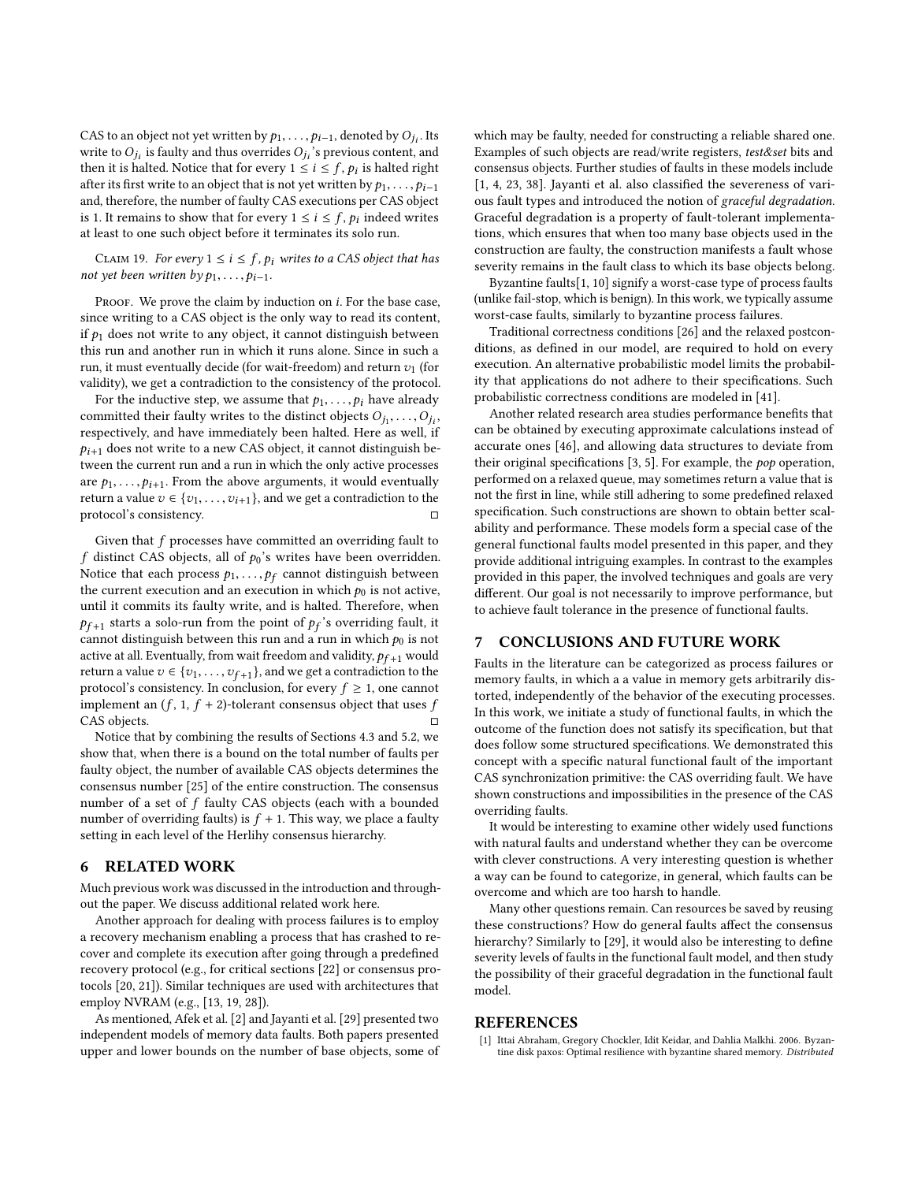CAS to an object not yet written by $p_1, \ldots, p_{i-1}$, denoted by $O_{j_i}$. Its write to $O_{j_i}$ is faulty and thus overrides $O_{j_i}$'s previous content, and then it is halted. Notice that for every $1 \leq i \leq f$, $p_i$ is halted right after its first write to an object that is not yet written by $p_1, \ldots, p_{i-1}$ and, therefore, the number of faulty CAS executions per CAS object is 1. It remains to show that for every $1 \leq i \leq f$, $p_i$ indeed writes at least to one such object before it terminates its solo run.

Claim 19. *For every $1 \leq i \leq f$, $p_i$ writes to a CAS object that has not yet been written by $p_1, \ldots, p_{i-1}$.*

Proof. We prove the claim by induction on $i$. For the base case, since writing to a CAS object is the only way to read its content, if $p_1$ does not write to any object, it cannot distinguish between this run and another run in which it runs alone. Since in such a run, it must eventually decide (for wait-freedom) and return $v_1$ (for validity), we get a contradiction to the consistency of the protocol.

For the inductive step, we assume that $p_1, \ldots, p_i$ have already committed their faulty writes to the distinct objects $O_{j_1}, \ldots, O_{j_i}$, respectively, and have immediately been halted. Here as well, if $p_{i+1}$ does not write to a new CAS object, it cannot distinguish between the current run and a run in which the only active processes are $p_1, \ldots, p_{i+1}$. From the above arguments, it would eventually return a value $v \in \{v_1, \ldots, v_{i+1}\}$, and we get a contradiction to the protocol's consistency. ◻

Given that $f$ processes have committed an overriding fault to $f$ distinct CAS objects, all of $p_0$'s writes have been overridden. Notice that each process $p_1, \ldots, p_f$ cannot distinguish between the current execution and an execution in which $p_0$ is not active, until it commits its faulty write, and is halted. Therefore, when $p_{f+1}$ starts a solo-run from the point of $p_f$'s overriding fault, it cannot distinguish between this run and a run in which $p_0$ is not active at all. Eventually, from wait freedom and validity, $p_{f+1}$ would return a value $v \in \{v_1, \ldots, v_{f+1}\}$, and we get a contradiction to the protocol's consistency. In conclusion, for every $f \geq 1$, one cannot implement an $(f, 1, f+2)$-tolerant consensus object that uses $f$ CAS objects. ◻

Notice that by combining the results of Sections 4.3 and 5.2, we show that, when there is a bound on the total number of faults per faulty object, the number of available CAS objects determines the consensus number [25] of the entire construction. The consensus number of a set of $f$ faulty CAS objects (each with a bounded number of overriding faults) is $f + 1$. This way, we place a faulty setting in each level of the Herlihy consensus hierarchy.

## 6 RELATED WORK

Much previous work was discussed in the introduction and throughout the paper. We discuss additional related work here.

Another approach for dealing with process failures is to employ a recovery mechanism enabling a process that has crashed to recover and complete its execution after going through a predefined recovery protocol (e.g., for critical sections [22] or consensus protocols [20, 21]). Similar techniques are used with architectures that employ NVRAM (e.g., [13, 19, 28]).

As mentioned, Afek et al. [2] and Jayanti et al. [29] presented two independent models of memory data faults. Both papers presented upper and lower bounds on the number of base objects, some of which may be faulty, needed for constructing a reliable shared one. Examples of such objects are read/write registers, *test&set* bits and consensus objects. Further studies of faults in these models include [1, 4, 23, 38]. Jayanti et al. also classified the severeness of various fault types and introduced the notion of *graceful degradation*. Graceful degradation is a property of fault-tolerant implementations, which ensures that when too many base objects used in the construction are faulty, the construction manifests a fault whose severity remains in the fault class to which its base objects belong.

Byzantine faults[1, 10] signify a worst-case type of process faults (unlike fail-stop, which is benign). In this work, we typically assume worst-case faults, similarly to byzantine process failures.

Traditional correctness conditions [26] and the relaxed postconditions, as defined in our model, are required to hold on every execution. An alternative probabilistic model limits the probability that applications do not adhere to their specifications. Such probabilistic correctness conditions are modeled in [41].

Another related research area studies performance benefits that can be obtained by executing approximate calculations instead of accurate ones [46], and allowing data structures to deviate from their original specifications [3, 5]. For example, the *pop* operation, performed on a relaxed queue, may sometimes return a value that is not the first in line, while still adhering to some predefined relaxed specification. Such constructions are shown to obtain better scalability and performance. These models form a special case of the general functional faults model presented in this paper, and they provide additional intriguing examples. In contrast to the examples provided in this paper, the involved techniques and goals are very different. Our goal is not necessarily to improve performance, but to achieve fault tolerance in the presence of functional faults.

## 7 CONCLUSIONS AND FUTURE WORK

Faults in the literature can be categorized as process failures or memory faults, in which a a value in memory gets arbitrarily distorted, independently of the behavior of the executing processes. In this work, we initiate a study of functional faults, in which the outcome of the function does not satisfy its specification, but that does follow some structured specifications. We demonstrated this concept with a specific natural functional fault of the important CAS synchronization primitive: the CAS overriding fault. We have shown constructions and impossibilities in the presence of the CAS overriding faults.

It would be interesting to examine other widely used functions with natural faults and understand whether they can be overcome with clever constructions. A very interesting question is whether a way can be found to categorize, in general, which faults can be overcome and which are too harsh to handle.

Many other questions remain. Can resources be saved by reusing these constructions? How do general faults affect the consensus hierarchy? Similarly to [29], it would also be interesting to define severity levels of faults in the functional fault model, and then study the possibility of their graceful degradation in the functional fault model.

## REFERENCES

[1] Ittai Abraham, Gregory Chockler, Idit Keidar, and Dahlia Malkhi. 2006. Byzantine disk paxos: Optimal resilience with byzantine shared memory. *Distributed*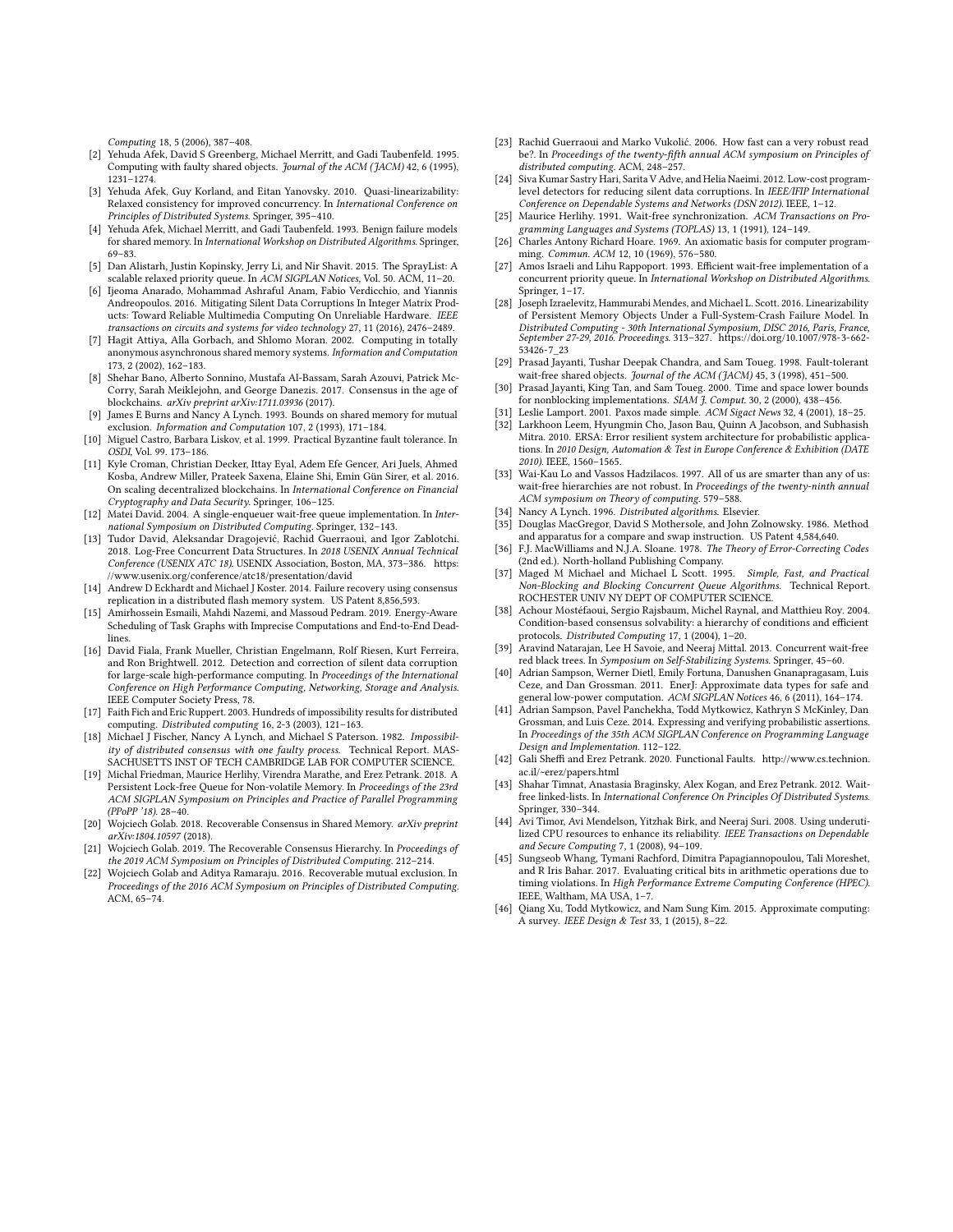Computing 18, 5 (2006), 387–408.

[2] Yehuda Afek, David S Greenberg, Michael Merritt, and Gadi Taubenfeld. 1995. Computing with faulty shared objects. *Journal of the ACM (JACM)* 42, 6 (1995), 1231–1274.

[3] Yehuda Afek, Guy Korland, and Eitan Yanovsky. 2010. Quasi-linearizability: Relaxed consistency for improved concurrency. In *International Conference on Principles of Distributed Systems*. Springer, 395–410.

[4] Yehuda Afek, Michael Merritt, and Gadi Taubenfeld. 1993. Benign failure models for shared memory. In *International Workshop on Distributed Algorithms*. Springer, 69–83.

[5] Dan Alistarh, Justin Kopinsky, Jerry Li, and Nir Shavit. 2015. The SprayList: A scalable relaxed priority queue. In *ACM SIGPLAN Notices*, Vol. 50. ACM, 11–20.

[6] Ijeoma Anarado, Mohammad Ashraful Anam, Fabio Verdicchio, and Yiannis Andreopoulos. 2016. Mitigating Silent Data Corruptions In Integer Matrix Products: Toward Reliable Multimedia Computing On Unreliable Hardware. *IEEE transactions on circuits and systems for video technology* 27, 11 (2016), 2476–2489.

[7] Hagit Attiya, Alla Gorbach, and Shlomo Moran. 2002. Computing in totally anonymous asynchronous shared memory systems. *Information and Computation* 173, 2 (2002), 162–183.

[8] Shehar Bano, Alberto Sonnino, Mustafa Al-Bassam, Sarah Azouvi, Patrick McCorry, Sarah Meiklejohn, and George Danezis. 2017. Consensus in the age of blockchains. *arXiv preprint arXiv:1711.03936* (2017).

[9] James E Burns and Nancy A Lynch. 1993. Bounds on shared memory for mutual exclusion. *Information and Computation* 107, 2 (1993), 171–184.

[10] Miguel Castro, Barbara Liskov, et al. 1999. Practical Byzantine fault tolerance. In *OSDI*, Vol. 99. 173–186.

[11] Kyle Croman, Christian Decker, Ittay Eyal, Adem Efe Gencer, Ari Juels, Ahmed Kosba, Andrew Miller, Prateek Saxena, Elaine Shi, Emin Gün Sirer, et al. 2016. On scaling decentralized blockchains. In *International Conference on Financial Cryptography and Data Security*. Springer, 106–125.

[12] Matei David. 2004. A single-enqueuer wait-free queue implementation. In *International Symposium on Distributed Computing*. Springer, 132–143.

[13] Tudor David, Aleksandar Dragojević, Rachid Guerraoui, and Igor Zablotchi. 2018. Log-Free Concurrent Data Structures. In *2018 USENIX Annual Technical Conference (USENIX ATC 18)*. USENIX Association, Boston, MA, 373–386. https://www.usenix.org/conference/atc18/presentation/david

[14] Andrew D Eckhardt and Michael J Koster. 2014. Failure recovery using consensus replication in a distributed flash memory system. US Patent 8,856,593.

[15] Amirhossein Esmaili, Mahdi Nazemi, and Massoud Pedram. 2019. Energy-Aware Scheduling of Task Graphs with Imprecise Computations and End-to-End Deadlines.

[16] David Fiala, Frank Mueller, Christian Engelmann, Rolf Riesen, Kurt Ferreira, and Ron Brightwell. 2012. Detection and correction of silent data corruption for large-scale high-performance computing. In *Proceedings of the International Conference on High Performance Computing, Networking, Storage and Analysis*. IEEE Computer Society Press, 78.

[17] Faith Fich and Eric Ruppert. 2003. Hundreds of impossibility results for distributed computing. *Distributed computing* 16, 2-3 (2003), 121–163.

[18] Michael J Fischer, Nancy A Lynch, and Michael S Paterson. 1982. *Impossibility of distributed consensus with one faulty process*. Technical Report. MASSACHUSETTS INST OF TECH CAMBRIDGE LAB FOR COMPUTER SCIENCE.

[19] Michal Friedman, Maurice Herlihy, Virendra Marathe, and Erez Petrank. 2018. A Persistent Lock-free Queue for Non-volatile Memory. In *Proceedings of the 23rd ACM SIGPLAN Symposium on Principles and Practice of Parallel Programming (PPoPP '18)*. 28–40.

[20] Wojciech Golab. 2018. Recoverable Consensus in Shared Memory. *arXiv preprint arXiv:1804.10597* (2018).

[21] Wojciech Golab. 2019. The Recoverable Consensus Hierarchy. In *Proceedings of the 2019 ACM Symposium on Principles of Distributed Computing*. 212–214.

[22] Wojciech Golab and Aditya Ramaraju. 2016. Recoverable mutual exclusion. In *Proceedings of the 2016 ACM Symposium on Principles of Distributed Computing*. ACM, 65–74.

[23] Rachid Guerraoui and Marko Vukolić. 2006. How fast can a very robust read be?. In *Proceedings of the twenty-fifth annual ACM symposium on Principles of distributed computing*. ACM, 248–257.

[24] Siva Kumar Sastry Hari, Sarita V Adve, and Helia Naeimi. 2012. Low-cost program-level detectors for reducing silent data corruptions. In *IEEE/IFIP International Conference on Dependable Systems and Networks (DSN 2012)*. IEEE, 1–12.

[25] Maurice Herlihy. 1991. Wait-free synchronization. *ACM Transactions on Programming Languages and Systems (TOPLAS)* 13, 1 (1991), 124–149.

[26] Charles Antony Richard Hoare. 1969. An axiomatic basis for computer programming. *Commun. ACM* 12, 10 (1969), 576–580.

[27] Amos Israeli and Lihu Rappoport. 1993. Efficient wait-free implementation of a concurrent priority queue. In *International Workshop on Distributed Algorithms*. Springer, 1–17.

[28] Joseph Izraelevitz, Hammurabi Mendes, and Michael L. Scott. 2016. Linearizability of Persistent Memory Objects Under a Full-System-Crash Failure Model. In *Distributed Computing - 30th International Symposium, DISC 2016, Paris, France, September 27-29, 2016. Proceedings*. 313–327. https://doi.org/10.1007/978-3-662-53426-7_23

[29] Prasad Jayanti, Tushar Deepak Chandra, and Sam Toueg. 1998. Fault-tolerant wait-free shared objects. *Journal of the ACM (JACM)* 45, 3 (1998), 451–500.

[30] Prasad Jayanti, King Tan, and Sam Toueg. 2000. Time and space lower bounds for nonblocking implementations. *SIAM J. Comput.* 30, 2 (2000), 438–456.

[31] Leslie Lamport. 2001. Paxos made simple. *ACM Sigact News* 32, 4 (2001), 18–25.

[32] Larkhoon Leem, Hyungmin Cho, Jason Bau, Quinn A Jacobson, and Subhasish Mitra. 2010. ERSA: Error resilient system architecture for probabilistic applications. In *2010 Design, Automation & Test in Europe Conference & Exhibition (DATE 2010)*. IEEE, 1560–1565.

[33] Wai-Kau Lo and Vassos Hadzilacos. 1997. All of us are smarter than any of us: wait-free hierarchies are not robust. In *Proceedings of the twenty-ninth annual ACM symposium on Theory of computing*. 579–588.

[34] Nancy A Lynch. 1996. *Distributed algorithms*. Elsevier.

[35] Douglas MacGregor, David S Mothersole, and John Zolnowsky. 1986. Method and apparatus for a compare and swap instruction. US Patent 4,584,640.

[36] F.J. MacWilliams and N.J.A. Sloane. 1978. *The Theory of Error-Correcting Codes* (2nd ed.). North-holland Publishing Company.

[37] Maged M Michael and Michael L Scott. 1995. *Simple, Fast, and Practical Non-Blocking and Blocking Concurrent Queue Algorithms*. Technical Report. ROCHESTER UNIV NY DEPT OF COMPUTER SCIENCE.

[38] Achour Mostéfaoui, Sergio Rajsbaum, Michel Raynal, and Matthieu Roy. 2004. Condition-based consensus solvability: a hierarchy of conditions and efficient protocols. *Distributed Computing* 17, 1 (2004), 1–20.

[39] Aravind Natarajan, Lee H Savoie, and Neeraj Mittal. 2013. Concurrent wait-free red black trees. In *Symposium on Self-Stabilizing Systems*. Springer, 45–60.

[40] Adrian Sampson, Werner Dietl, Emily Fortuna, Danushen Gnanapragasam, Luis Ceze, and Dan Grossman. 2011. EnerJ: Approximate data types for safe and general low-power computation. *ACM SIGPLAN Notices* 46, 6 (2011), 164–174.

[41] Adrian Sampson, Pavel Panchekha, Todd Mytkowicz, Kathryn S McKinley, Dan Grossman, and Luis Ceze. 2014. Expressing and verifying probabilistic assertions. In *Proceedings of the 35th ACM SIGPLAN Conference on Programming Language Design and Implementation*. 112–122.

[42] Gali Sheffi and Erez Petrank. 2020. Functional Faults. http://www.cs.technion.ac.il/~erez/papers.html

[43] Shahar Timnat, Anastasia Braginsky, Alex Kogan, and Erez Petrank. 2012. Wait-free linked-lists. In *International Conference On Principles Of Distributed Systems*. Springer, 330–344.

[44] Avi Timor, Avi Mendelson, Yitzhak Birk, and Neeraj Suri. 2008. Using underutilized CPU resources to enhance its reliability. *IEEE Transactions on Dependable and Secure Computing* 7, 1 (2008), 94–109.

[45] Sungseob Whang, Tymani Rachford, Dimitra Papagiannopoulou, Tali Moreshet, and R Iris Bahar. 2017. Evaluating critical bits in arithmetic operations due to timing violations. In *High Performance Extreme Computing Conference (HPEC)*. IEEE, Waltham, MA USA, 1–7.

[46] Qiang Xu, Todd Mytkowicz, and Nam Sung Kim. 2015. Approximate computing: A survey. *IEEE Design & Test* 33, 1 (2015), 8–22.